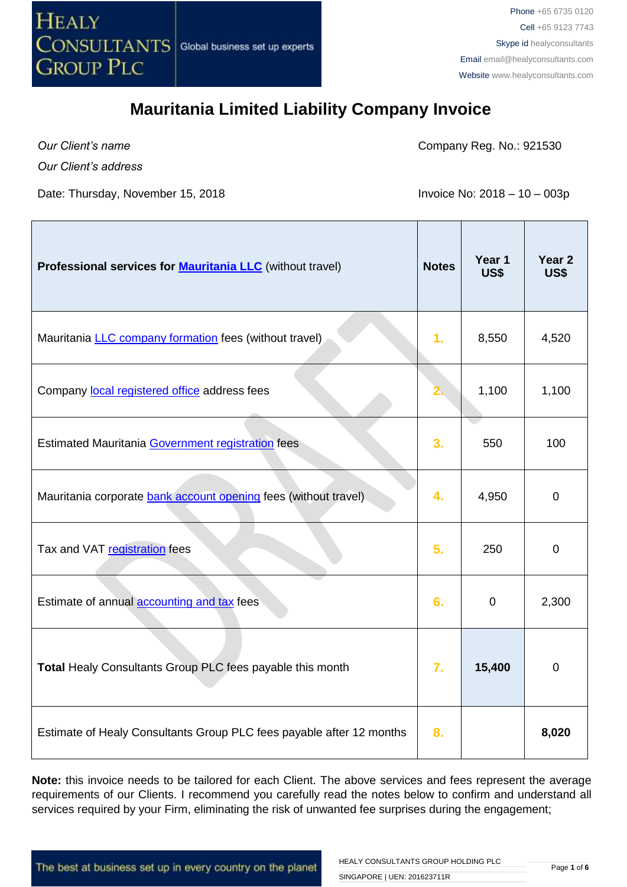HEALY CONSULTANTS GROUP PLC — Global business set up experts

Phone +65 6735 0120
Cell +65 9123 7743
Skype id healyconsultants
Email email@healyconsultants.com
Website www.healyconsultants.com

# Mauritania Limited Liability Company Invoice

*Our Client's name*
*Our Client's address*

Company Reg. No.: 921530

Date: Thursday, November 15, 2018

Invoice No: 2018 – 10 – 003p

| **Professional services for Mauritania LLC** (without travel) | **Notes** | **Year 1 US$** | **Year 2 US$** |
|---|---|---|---|
| Mauritania LLC company formation fees (without travel) | 1. | 8,550 | 4,520 |
| Company local registered office address fees | 2. | 1,100 | 1,100 |
| Estimated Mauritania Government registration fees | 3. | 550 | 100 |
| Mauritania corporate bank account opening fees (without travel) | 4. | 4,950 | 0 |
| Tax and VAT registration fees | 5. | 250 | 0 |
| Estimate of annual accounting and tax fees | 6. | 0 | 2,300 |
| **Total** Healy Consultants Group PLC fees payable this month | 7. | **15,400** | 0 |
| Estimate of Healy Consultants Group PLC fees payable after 12 months | 8. | | **8,020** |

**Note:** this invoice needs to be tailored for each Client. The above services and fees represent the average requirements of our Clients. I recommend you carefully read the notes below to confirm and understand all services required by your Firm, eliminating the risk of unwanted fee surprises during the engagement;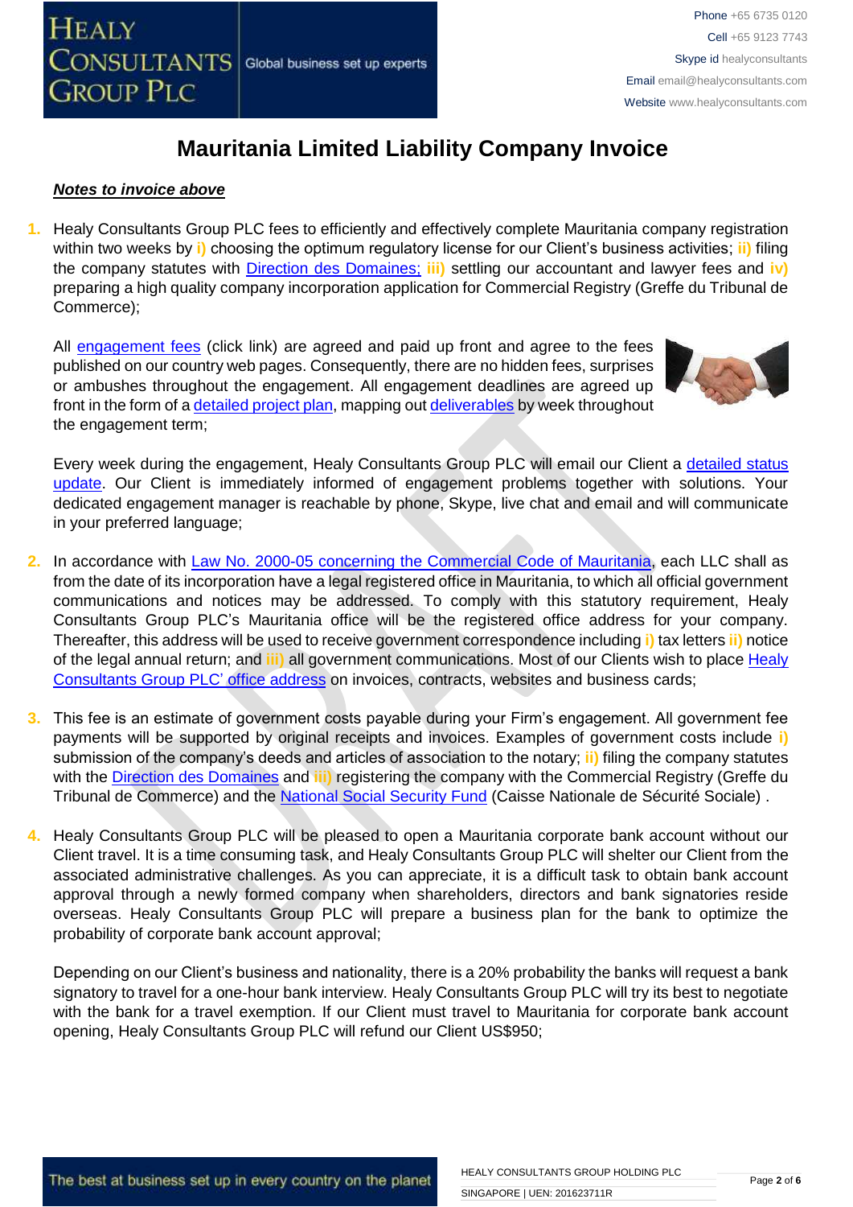# Mauritania Limited Liability Company Invoice

***Notes to invoice above***

1. Healy Consultants Group PLC fees to efficiently and effectively complete Mauritania company registration within two weeks by i) choosing the optimum regulatory license for our Client's business activities; ii) filing the company statutes with Direction des Domaines; iii) settling our accountant and lawyer fees and iv) preparing a high quality company incorporation application for Commercial Registry (Greffe du Tribunal de Commerce);

   All engagement fees (click link) are agreed and paid up front and agree to the fees published on our country web pages. Consequently, there are no hidden fees, surprises or ambushes throughout the engagement. All engagement deadlines are agreed up front in the form of a detailed project plan, mapping out deliverables by week throughout the engagement term;

   Every week during the engagement, Healy Consultants Group PLC will email our Client a detailed status update. Our Client is immediately informed of engagement problems together with solutions. Your dedicated engagement manager is reachable by phone, Skype, live chat and email and will communicate in your preferred language;

2. In accordance with Law No. 2000-05 concerning the Commercial Code of Mauritania, each LLC shall as from the date of its incorporation have a legal registered office in Mauritania, to which all official government communications and notices may be addressed. To comply with this statutory requirement, Healy Consultants Group PLC's Mauritania office will be the registered office address for your company. Thereafter, this address will be used to receive government correspondence including i) tax letters ii) notice of the legal annual return; and iii) all government communications. Most of our Clients wish to place Healy Consultants Group PLC' office address on invoices, contracts, websites and business cards;

3. This fee is an estimate of government costs payable during your Firm's engagement. All government fee payments will be supported by original receipts and invoices. Examples of government costs include i) submission of the company's deeds and articles of association to the notary; ii) filing the company statutes with the Direction des Domaines and iii) registering the company with the Commercial Registry (Greffe du Tribunal de Commerce) and the National Social Security Fund (Caisse Nationale de Sécurité Sociale) .

4. Healy Consultants Group PLC will be pleased to open a Mauritania corporate bank account without our Client travel. It is a time consuming task, and Healy Consultants Group PLC will shelter our Client from the associated administrative challenges. As you can appreciate, it is a difficult task to obtain bank account approval through a newly formed company when shareholders, directors and bank signatories reside overseas. Healy Consultants Group PLC will prepare a business plan for the bank to optimize the probability of corporate bank account approval;

   Depending on our Client's business and nationality, there is a 20% probability the banks will request a bank signatory to travel for a one-hour bank interview. Healy Consultants Group PLC will try its best to negotiate with the bank for a travel exemption. If our Client must travel to Mauritania for corporate bank account opening, Healy Consultants Group PLC will refund our Client US$950;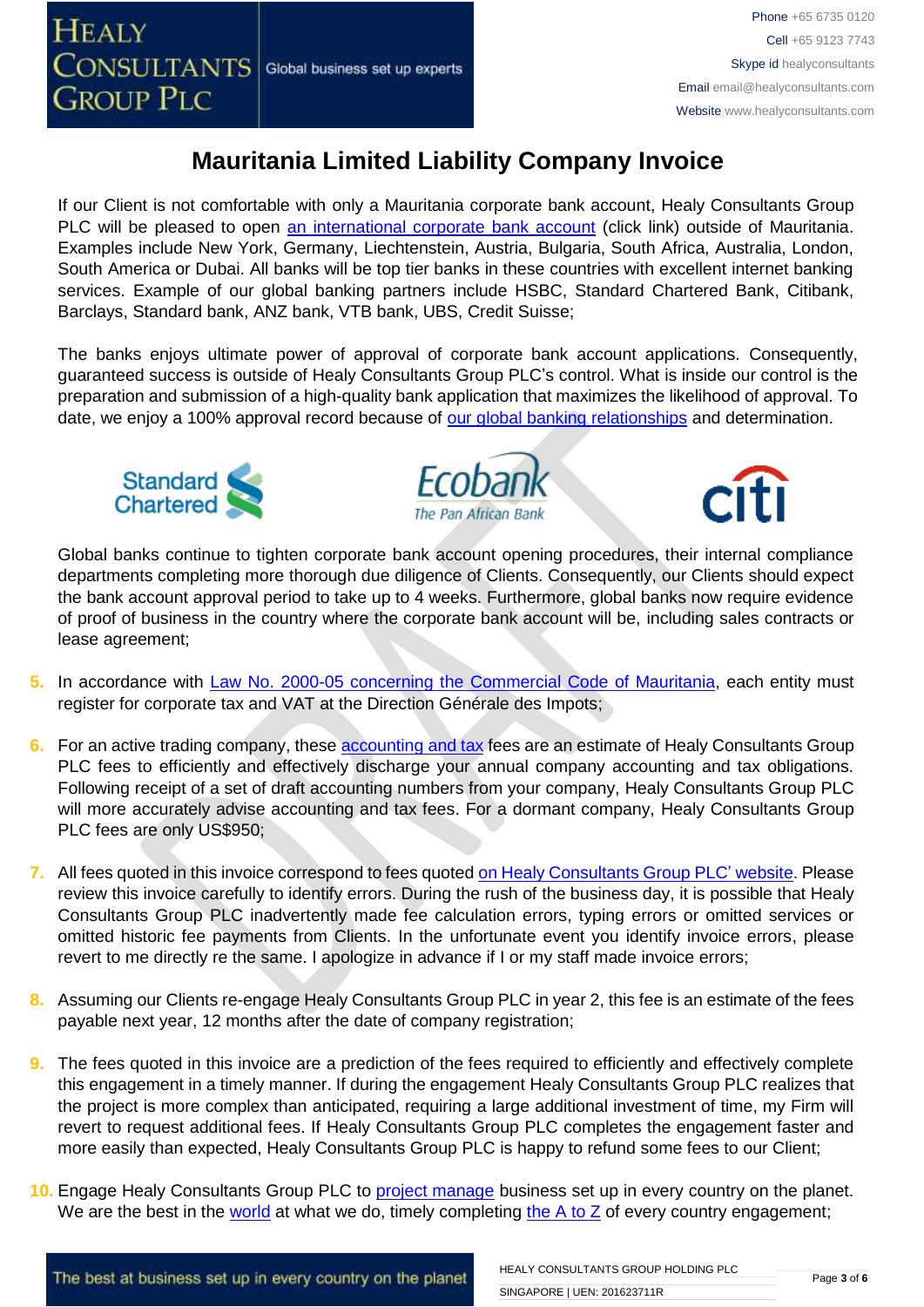# Mauritania Limited Liability Company Invoice

If our Client is not comfortable with only a Mauritania corporate bank account, Healy Consultants Group PLC will be pleased to open an international corporate bank account (click link) outside of Mauritania. Examples include New York, Germany, Liechtenstein, Austria, Bulgaria, South Africa, Australia, London, South America or Dubai. All banks will be top tier banks in these countries with excellent internet banking services. Example of our global banking partners include HSBC, Standard Chartered Bank, Citibank, Barclays, Standard bank, ANZ bank, VTB bank, UBS, Credit Suisse;

The banks enjoys ultimate power of approval of corporate bank account applications. Consequently, guaranteed success is outside of Healy Consultants Group PLC's control. What is inside our control is the preparation and submission of a high-quality bank application that maximizes the likelihood of approval. To date, we enjoy a 100% approval record because of our global banking relationships and determination.

Global banks continue to tighten corporate bank account opening procedures, their internal compliance departments completing more thorough due diligence of Clients. Consequently, our Clients should expect the bank account approval period to take up to 4 weeks. Furthermore, global banks now require evidence of proof of business in the country where the corporate bank account will be, including sales contracts or lease agreement;

5. In accordance with Law No. 2000-05 concerning the Commercial Code of Mauritania, each entity must register for corporate tax and VAT at the Direction Générale des Impots;

6. For an active trading company, these accounting and tax fees are an estimate of Healy Consultants Group PLC fees to efficiently and effectively discharge your annual company accounting and tax obligations. Following receipt of a set of draft accounting numbers from your company, Healy Consultants Group PLC will more accurately advise accounting and tax fees. For a dormant company, Healy Consultants Group PLC fees are only US$950;

7. All fees quoted in this invoice correspond to fees quoted on Healy Consultants Group PLC' website. Please review this invoice carefully to identify errors. During the rush of the business day, it is possible that Healy Consultants Group PLC inadvertently made fee calculation errors, typing errors or omitted services or omitted historic fee payments from Clients. In the unfortunate event you identify invoice errors, please revert to me directly re the same. I apologize in advance if I or my staff made invoice errors;

8. Assuming our Clients re-engage Healy Consultants Group PLC in year 2, this fee is an estimate of the fees payable next year, 12 months after the date of company registration;

9. The fees quoted in this invoice are a prediction of the fees required to efficiently and effectively complete this engagement in a timely manner. If during the engagement Healy Consultants Group PLC realizes that the project is more complex than anticipated, requiring a large additional investment of time, my Firm will revert to request additional fees. If Healy Consultants Group PLC completes the engagement faster and more easily than expected, Healy Consultants Group PLC is happy to refund some fees to our Client;

10. Engage Healy Consultants Group PLC to project manage business set up in every country on the planet. We are the best in the world at what we do, timely completing the A to Z of every country engagement;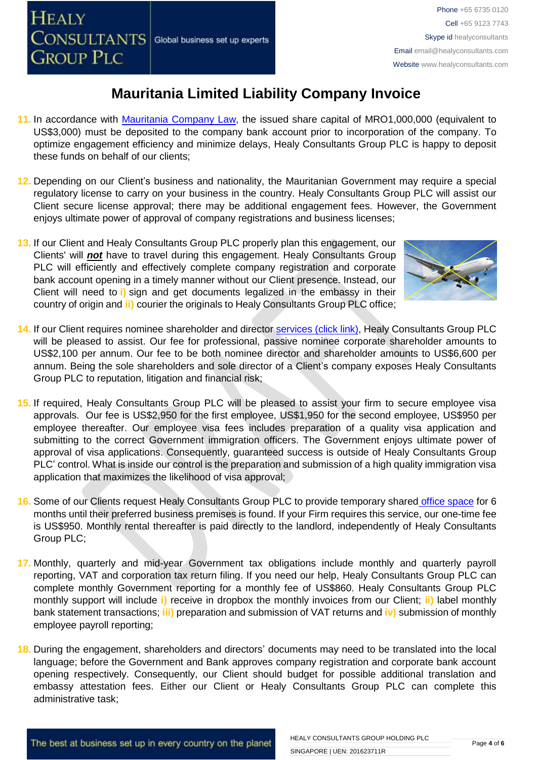# Mauritania Limited Liability Company Invoice

11. In accordance with Mauritania Company Law, the issued share capital of MRO1,000,000 (equivalent to US$3,000) must be deposited to the company bank account prior to incorporation of the company. To optimize engagement efficiency and minimize delays, Healy Consultants Group PLC is happy to deposit these funds on behalf of our clients;

12. Depending on our Client's business and nationality, the Mauritanian Government may require a special regulatory license to carry on your business in the country. Healy Consultants Group PLC will assist our Client secure license approval; there may be additional engagement fees. However, the Government enjoys ultimate power of approval of company registrations and business licenses;

13. If our Client and Healy Consultants Group PLC properly plan this engagement, our Clients' will ***not*** have to travel during this engagement. Healy Consultants Group PLC will efficiently and effectively complete company registration and corporate bank account opening in a timely manner without our Client presence. Instead, our Client will need to **i)** sign and get documents legalized in the embassy in their country of origin and **ii)** courier the originals to Healy Consultants Group PLC office;

14. If our Client requires nominee shareholder and director services (click link), Healy Consultants Group PLC will be pleased to assist. Our fee for professional, passive nominee corporate shareholder amounts to US$2,100 per annum. Our fee to be both nominee director and shareholder amounts to US$6,600 per annum. Being the sole shareholders and sole director of a Client's company exposes Healy Consultants Group PLC to reputation, litigation and financial risk;

15. If required, Healy Consultants Group PLC will be pleased to assist your firm to secure employee visa approvals. Our fee is US$2,950 for the first employee, US$1,950 for the second employee, US$950 per employee thereafter. Our employee visa fees includes preparation of a quality visa application and submitting to the correct Government immigration officers. The Government enjoys ultimate power of approval of visa applications. Consequently, guaranteed success is outside of Healy Consultants Group PLC' control. What is inside our control is the preparation and submission of a high quality immigration visa application that maximizes the likelihood of visa approval;

16. Some of our Clients request Healy Consultants Group PLC to provide temporary shared office space for 6 months until their preferred business premises is found. If your Firm requires this service, our one-time fee is US$950. Monthly rental thereafter is paid directly to the landlord, independently of Healy Consultants Group PLC;

17. Monthly, quarterly and mid-year Government tax obligations include monthly and quarterly payroll reporting, VAT and corporation tax return filing. If you need our help, Healy Consultants Group PLC can complete monthly Government reporting for a monthly fee of US$860. Healy Consultants Group PLC monthly support will include **i)** receive in dropbox the monthly invoices from our Client; **ii)** label monthly bank statement transactions; **iii)** preparation and submission of VAT returns and **iv)** submission of monthly employee payroll reporting;

18. During the engagement, shareholders and directors' documents may need to be translated into the local language; before the Government and Bank approves company registration and corporate bank account opening respectively. Consequently, our Client should budget for possible additional translation and embassy attestation fees. Either our Client or Healy Consultants Group PLC can complete this administrative task;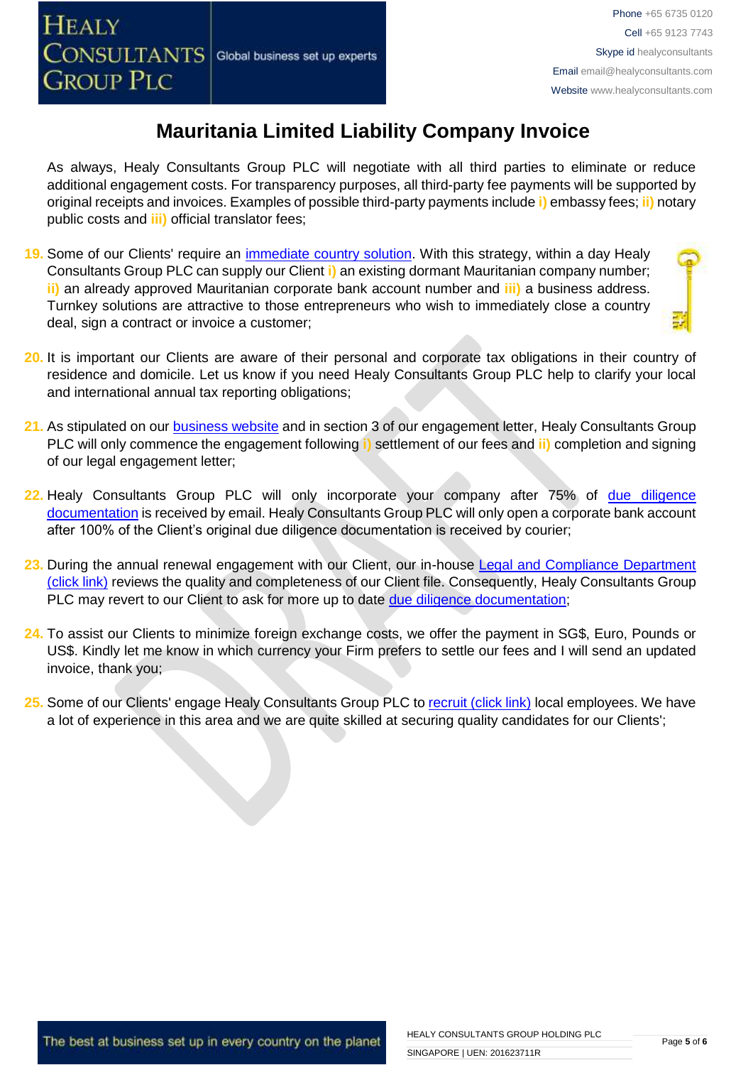# Mauritania Limited Liability Company Invoice

As always, Healy Consultants Group PLC will negotiate with all third parties to eliminate or reduce additional engagement costs. For transparency purposes, all third-party fee payments will be supported by original receipts and invoices. Examples of possible third-party payments include i) embassy fees; ii) notary public costs and iii) official translator fees;

19. Some of our Clients' require an immediate country solution. With this strategy, within a day Healy Consultants Group PLC can supply our Client i) an existing dormant Mauritanian company number; ii) an already approved Mauritanian corporate bank account number and iii) a business address. Turnkey solutions are attractive to those entrepreneurs who wish to immediately close a country deal, sign a contract or invoice a customer;

20. It is important our Clients are aware of their personal and corporate tax obligations in their country of residence and domicile. Let us know if you need Healy Consultants Group PLC help to clarify your local and international annual tax reporting obligations;

21. As stipulated on our business website and in section 3 of our engagement letter, Healy Consultants Group PLC will only commence the engagement following i) settlement of our fees and ii) completion and signing of our legal engagement letter;

22. Healy Consultants Group PLC will only incorporate your company after 75% of due diligence documentation is received by email. Healy Consultants Group PLC will only open a corporate bank account after 100% of the Client's original due diligence documentation is received by courier;

23. During the annual renewal engagement with our Client, our in-house Legal and Compliance Department (click link) reviews the quality and completeness of our Client file. Consequently, Healy Consultants Group PLC may revert to our Client to ask for more up to date due diligence documentation;

24. To assist our Clients to minimize foreign exchange costs, we offer the payment in SG$, Euro, Pounds or US$. Kindly let me know in which currency your Firm prefers to settle our fees and I will send an updated invoice, thank you;

25. Some of our Clients' engage Healy Consultants Group PLC to recruit (click link) local employees. We have a lot of experience in this area and we are quite skilled at securing quality candidates for our Clients';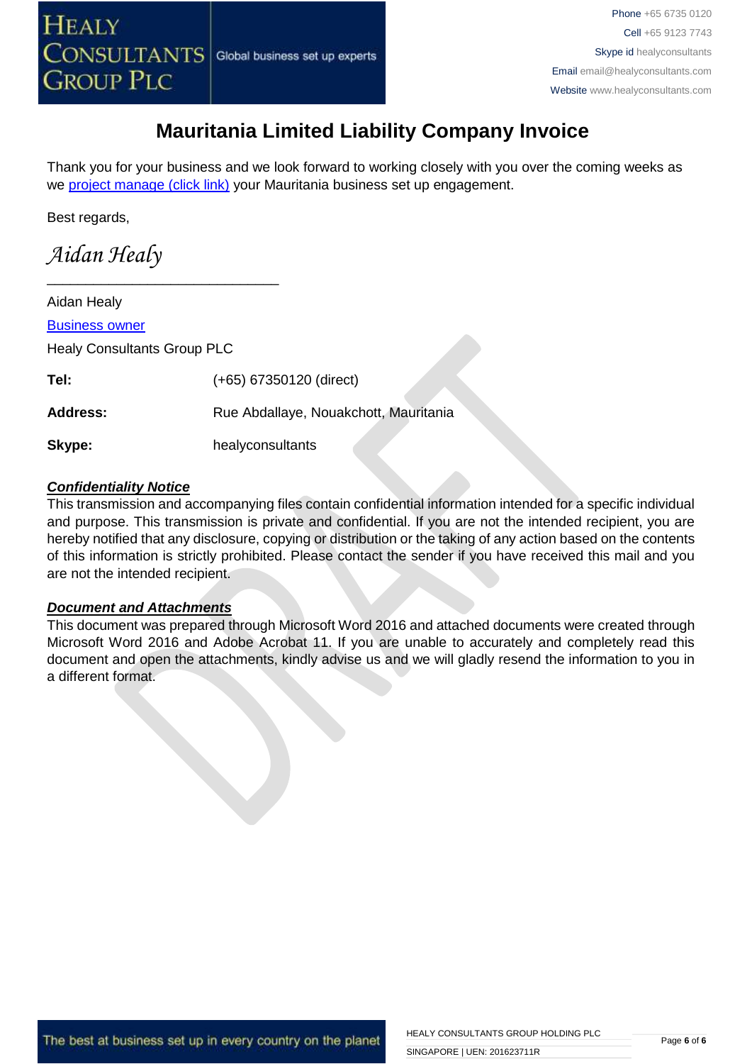# Mauritania Limited Liability Company Invoice

Thank you for your business and we look forward to working closely with you over the coming weeks as we project manage (click link) your Mauritania business set up engagement.

Best regards,

*Aidan Healy*

______________________________

Aidan Healy

Business owner

Healy Consultants Group PLC

| | |
|---|---|
| **Tel:** | (+65) 67350120 (direct) |
| **Address:** | Rue Abdallaye, Nouakchott, Mauritania |
| **Skype:** | healyconsultants |

***Confidentiality Notice***

This transmission and accompanying files contain confidential information intended for a specific individual and purpose. This transmission is private and confidential. If you are not the intended recipient, you are hereby notified that any disclosure, copying or distribution or the taking of any action based on the contents of this information is strictly prohibited. Please contact the sender if you have received this mail and you are not the intended recipient.

***Document and Attachments***

This document was prepared through Microsoft Word 2016 and attached documents were created through Microsoft Word 2016 and Adobe Acrobat 11. If you are unable to accurately and completely read this document and open the attachments, kindly advise us and we will gladly resend the information to you in a different format.